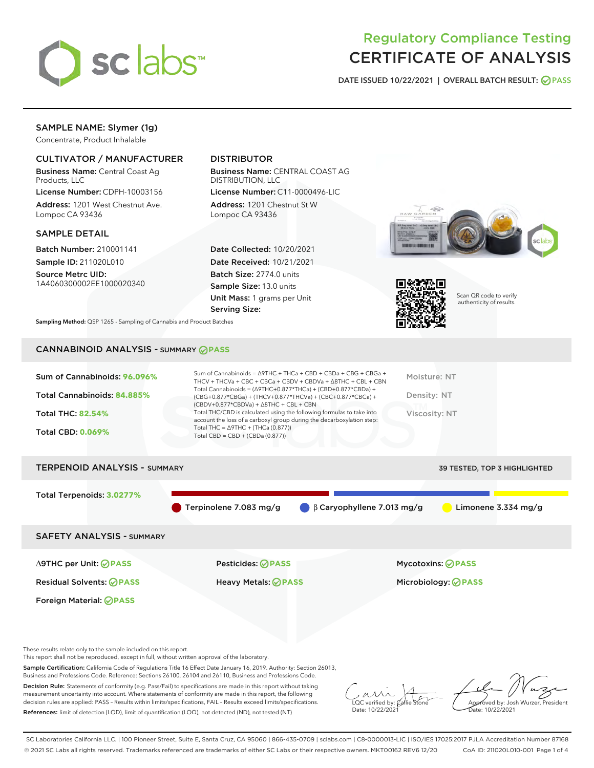# Regulatory Compliance Testing
# CERTIFICATE OF ANALYSIS

DATE ISSUED 10/22/2021 | OVERALL BATCH RESULT: PASS

## SAMPLE NAME: Slymer (1g)

Concentrate, Product Inhalable

### CULTIVATOR / MANUFACTURER

**Business Name:** Central Coast Ag Products, LLC
**License Number:** CDPH-10003156
**Address:** 1201 West Chestnut Ave. Lompoc CA 93436

### DISTRIBUTOR

**Business Name:** CENTRAL COAST AG DISTRIBUTION, LLC
**License Number:** C11-0000496-LIC
**Address:** 1201 Chestnut St W Lompoc CA 93436

### SAMPLE DETAIL

**Batch Number:** 210001141
**Sample ID:** 211020L010
**Source Metrc UID:** 1A4060300002EE1000020340

**Date Collected:** 10/20/2021
**Date Received:** 10/21/2021
**Batch Size:** 2774.0 units
**Sample Size:** 13.0 units
**Unit Mass:** 1 grams per Unit
**Serving Size:**

Scan QR code to verify authenticity of results.

**Sampling Method:** QSP 1265 - Sampling of Cannabis and Product Batches

## CANNABINOID ANALYSIS - SUMMARY PASS

**Sum of Cannabinoids:** 96.096%
**Total Cannabinoids:** 84.885%
**Total THC:** 82.54%
**Total CBD:** 0.069%

Sum of Cannabinoids = Δ9THC + THCa + CBD + CBDa + CBG + CBGa + THCV + THCVa + CBC + CBCa + CBDV + CBDVa + Δ8THC + CBL + CBN
Total Cannabinoids = (Δ9THC+0.877*THCa) + (CBD+0.877*CBDa) + (CBG+0.877*CBGa) + (THCV+0.877*THCVa) + (CBC+0.877*CBCa) + (CBDV+0.877*CBDVa) + Δ8THC + CBL + CBN
Total THC/CBD is calculated using the following formulas to take into account the loss of a carboxyl group during the decarboxylation step:
Total THC = Δ9THC + (THCa (0.877))
Total CBD = CBD + (CBDa (0.877))

Moisture: NT
Density: NT
Viscosity: NT

## TERPENOID ANALYSIS - SUMMARY

39 TESTED, TOP 3 HIGHLIGHTED

**Total Terpenoids:** 3.0277%

Terpinolene 7.083 mg/g | β Caryophyllene 7.013 mg/g | Limonene 3.334 mg/g

## SAFETY ANALYSIS - SUMMARY

| | | |
|---|---|---|
| Δ9THC per Unit: PASS | Pesticides: PASS | Mycotoxins: PASS |
| Residual Solvents: PASS | Heavy Metals: PASS | Microbiology: PASS |
| Foreign Material: PASS | | |

These results relate only to the sample included on this report.
This report shall not be reproduced, except in full, without written approval of the laboratory.

**Sample Certification:** California Code of Regulations Title 16 Effect Date January 16, 2019. Authority: Section 26013, Business and Professions Code. Reference: Sections 26100, 26104 and 26110, Business and Professions Code.

**Decision Rule:** Statements of conformity (e.g. Pass/Fail) to specifications are made in this report without taking measurement uncertainty into account. Where statements of conformity are made in this report, the following decision rules are applied: PASS – Results within limits/specifications, FAIL – Results exceed limits/specifications.

**References:** limit of detection (LOD), limit of quantification (LOQ), not detected (ND), not tested (NT)

LQC verified by: Callie Stone
Date: 10/22/2021

Approved by: Josh Wurzer, President
Date: 10/22/2021

SC Laboratories California LLC. | 100 Pioneer Street, Suite E, Santa Cruz, CA 95060 | 866-435-0709 | sclabs.com | C8-0000013-LIC | ISO/IES 17025:2017 PJLA Accreditation Number 87168
© 2021 SC Labs all rights reserved. Trademarks referenced are trademarks of either SC Labs or their respective owners. MKT00162 REV6 12/20 CoA ID: 211020L010-001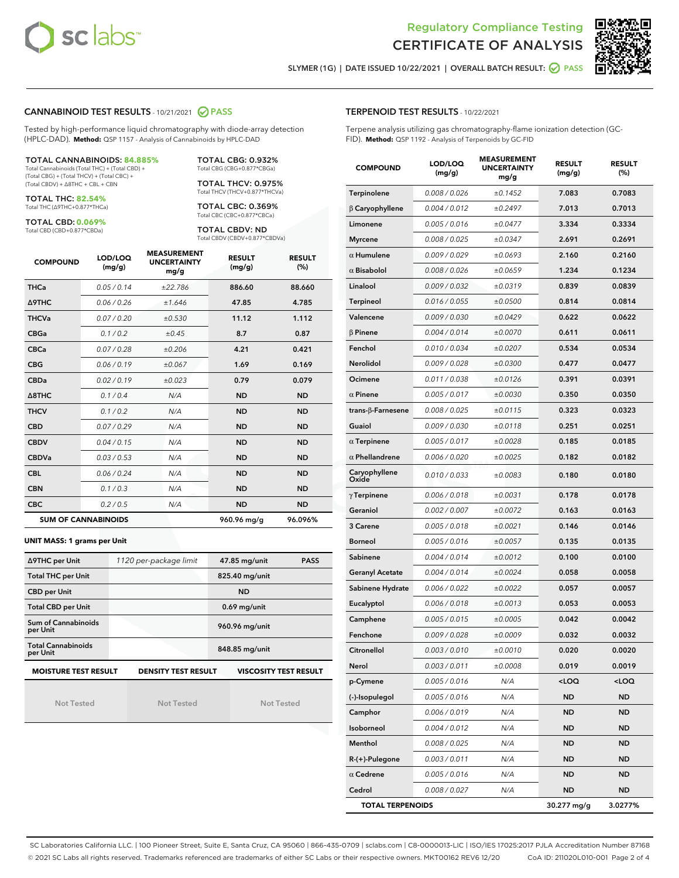Regulatory Compliance Testing
# CERTIFICATE OF ANALYSIS

SLYMER (1G) | DATE ISSUED 10/22/2021 | OVERALL BATCH RESULT: PASS

## CANNABINOID TEST RESULTS - 10/21/2021 PASS

Tested by high-performance liquid chromatography with diode-array detection (HPLC-DAD). **Method:** QSP 1157 - Analysis of Cannabinoids by HPLC-DAD

**TOTAL CANNABINOIDS: 84.885%**
Total Cannabinoids (Total THC) + (Total CBD) + (Total CBG) + (Total THCV) + (Total CBC) + (Total CBDV) + Δ8THC + CBL + CBN

**TOTAL THC: 82.54%**
Total THC (Δ9THC+0.877*THCa)

**TOTAL CBD: 0.069%**
Total CBD (CBD+0.877*CBDa)

**TOTAL CBG: 0.932%**
Total CBG (CBG+0.877*CBGa)

**TOTAL THCV: 0.975%**
Total THCV (THCV+0.877*THCVa)

**TOTAL CBC: 0.369%**
Total CBC (CBC+0.877*CBCa)

**TOTAL CBDV: ND**
Total CBDV (CBDV+0.877*CBDVa)

| COMPOUND | LOD/LOQ (mg/g) | MEASUREMENT UNCERTAINTY mg/g | RESULT (mg/g) | RESULT (%) |
|---|---|---|---|---|
| THCa | 0.05 / 0.14 | ±22.786 | 886.60 | 88.660 |
| Δ9THC | 0.06 / 0.26 | ±1.646 | 47.85 | 4.785 |
| THCVa | 0.07 / 0.20 | ±0.530 | 11.12 | 1.112 |
| CBGa | 0.1 / 0.2 | ±0.45 | 8.7 | 0.87 |
| CBCa | 0.07 / 0.28 | ±0.206 | 4.21 | 0.421 |
| CBG | 0.06 / 0.19 | ±0.067 | 1.69 | 0.169 |
| CBDa | 0.02 / 0.19 | ±0.023 | 0.79 | 0.079 |
| Δ8THC | 0.1 / 0.4 | N/A | ND | ND |
| THCV | 0.1 / 0.2 | N/A | ND | ND |
| CBD | 0.07 / 0.29 | N/A | ND | ND |
| CBDV | 0.04 / 0.15 | N/A | ND | ND |
| CBDVa | 0.03 / 0.53 | N/A | ND | ND |
| CBL | 0.06 / 0.24 | N/A | ND | ND |
| CBN | 0.1 / 0.3 | N/A | ND | ND |
| CBC | 0.2 / 0.5 | N/A | ND | ND |
| **SUM OF CANNABINOIDS** | | | 960.96 mg/g | 96.096% |

**UNIT MASS: 1 grams per Unit**

| | | | |
|---|---|---|---|
| Δ9THC per Unit | 1120 per-package limit | 47.85 mg/unit | PASS |
| Total THC per Unit | | 825.40 mg/unit | |
| CBD per Unit | | ND | |
| Total CBD per Unit | | 0.69 mg/unit | |
| Sum of Cannabinoids per Unit | | 960.96 mg/unit | |
| Total Cannabinoids per Unit | | 848.85 mg/unit | |

| MOISTURE TEST RESULT | DENSITY TEST RESULT | VISCOSITY TEST RESULT |
|---|---|---|
| Not Tested | Not Tested | Not Tested |

## TERPENOID TEST RESULTS - 10/22/2021

Terpene analysis utilizing gas chromatography-flame ionization detection (GC-FID). **Method:** QSP 1192 - Analysis of Terpenoids by GC-FID

| COMPOUND | LOD/LOQ (mg/g) | MEASUREMENT UNCERTAINTY mg/g | RESULT (mg/g) | RESULT (%) |
|---|---|---|---|---|
| Terpinolene | 0.008 / 0.026 | ±0.1452 | 7.083 | 0.7083 |
| β Caryophyllene | 0.004 / 0.012 | ±0.2497 | 7.013 | 0.7013 |
| Limonene | 0.005 / 0.016 | ±0.0477 | 3.334 | 0.3334 |
| Myrcene | 0.008 / 0.025 | ±0.0347 | 2.691 | 0.2691 |
| α Humulene | 0.009 / 0.029 | ±0.0693 | 2.160 | 0.2160 |
| α Bisabolol | 0.008 / 0.026 | ±0.0659 | 1.234 | 0.1234 |
| Linalool | 0.009 / 0.032 | ±0.0319 | 0.839 | 0.0839 |
| Terpineol | 0.016 / 0.055 | ±0.0500 | 0.814 | 0.0814 |
| Valencene | 0.009 / 0.030 | ±0.0429 | 0.622 | 0.0622 |
| β Pinene | 0.004 / 0.014 | ±0.0070 | 0.611 | 0.0611 |
| Fenchol | 0.010 / 0.034 | ±0.0207 | 0.534 | 0.0534 |
| Nerolidol | 0.009 / 0.028 | ±0.0300 | 0.477 | 0.0477 |
| Ocimene | 0.011 / 0.038 | ±0.0126 | 0.391 | 0.0391 |
| α Pinene | 0.005 / 0.017 | ±0.0030 | 0.350 | 0.0350 |
| trans-β-Farnesene | 0.008 / 0.025 | ±0.0115 | 0.323 | 0.0323 |
| Guaiol | 0.009 / 0.030 | ±0.0118 | 0.251 | 0.0251 |
| α Terpinene | 0.005 / 0.017 | ±0.0028 | 0.185 | 0.0185 |
| α Phellandrene | 0.006 / 0.020 | ±0.0025 | 0.182 | 0.0182 |
| Caryophyllene Oxide | 0.010 / 0.033 | ±0.0083 | 0.180 | 0.0180 |
| γ Terpinene | 0.006 / 0.018 | ±0.0031 | 0.178 | 0.0178 |
| Geraniol | 0.002 / 0.007 | ±0.0072 | 0.163 | 0.0163 |
| 3 Carene | 0.005 / 0.018 | ±0.0021 | 0.146 | 0.0146 |
| Borneol | 0.005 / 0.016 | ±0.0057 | 0.135 | 0.0135 |
| Sabinene | 0.004 / 0.014 | ±0.0012 | 0.100 | 0.0100 |
| Geranyl Acetate | 0.004 / 0.014 | ±0.0024 | 0.058 | 0.0058 |
| Sabinene Hydrate | 0.006 / 0.022 | ±0.0022 | 0.057 | 0.0057 |
| Eucalyptol | 0.006 / 0.018 | ±0.0013 | 0.053 | 0.0053 |
| Camphene | 0.005 / 0.015 | ±0.0005 | 0.042 | 0.0042 |
| Fenchone | 0.009 / 0.028 | ±0.0009 | 0.032 | 0.0032 |
| Citronellol | 0.003 / 0.010 | ±0.0010 | 0.020 | 0.0020 |
| Nerol | 0.003 / 0.011 | ±0.0008 | 0.019 | 0.0019 |
| p-Cymene | 0.005 / 0.016 | N/A | <LOQ | <LOQ |
| (-)-Isopulegol | 0.005 / 0.016 | N/A | ND | ND |
| Camphor | 0.006 / 0.019 | N/A | ND | ND |
| Isoborneol | 0.004 / 0.012 | N/A | ND | ND |
| Menthol | 0.008 / 0.025 | N/A | ND | ND |
| R-(+)-Pulegone | 0.003 / 0.011 | N/A | ND | ND |
| α Cedrene | 0.005 / 0.016 | N/A | ND | ND |
| Cedrol | 0.008 / 0.027 | N/A | ND | ND |
| **TOTAL TERPENOIDS** | | | 30.277 mg/g | 3.0277% |

SC Laboratories California LLC. | 100 Pioneer Street, Suite E, Santa Cruz, CA 95060 | 866-435-0709 | sclabs.com | C8-0000013-LIC | ISO/IES 17025:2017 PJLA Accreditation Number 87168
© 2021 SC Labs all rights reserved. Trademarks referenced are trademarks of either SC Labs or their respective owners. MKT00162 REV6 12/20 CoA ID: 211020L010-001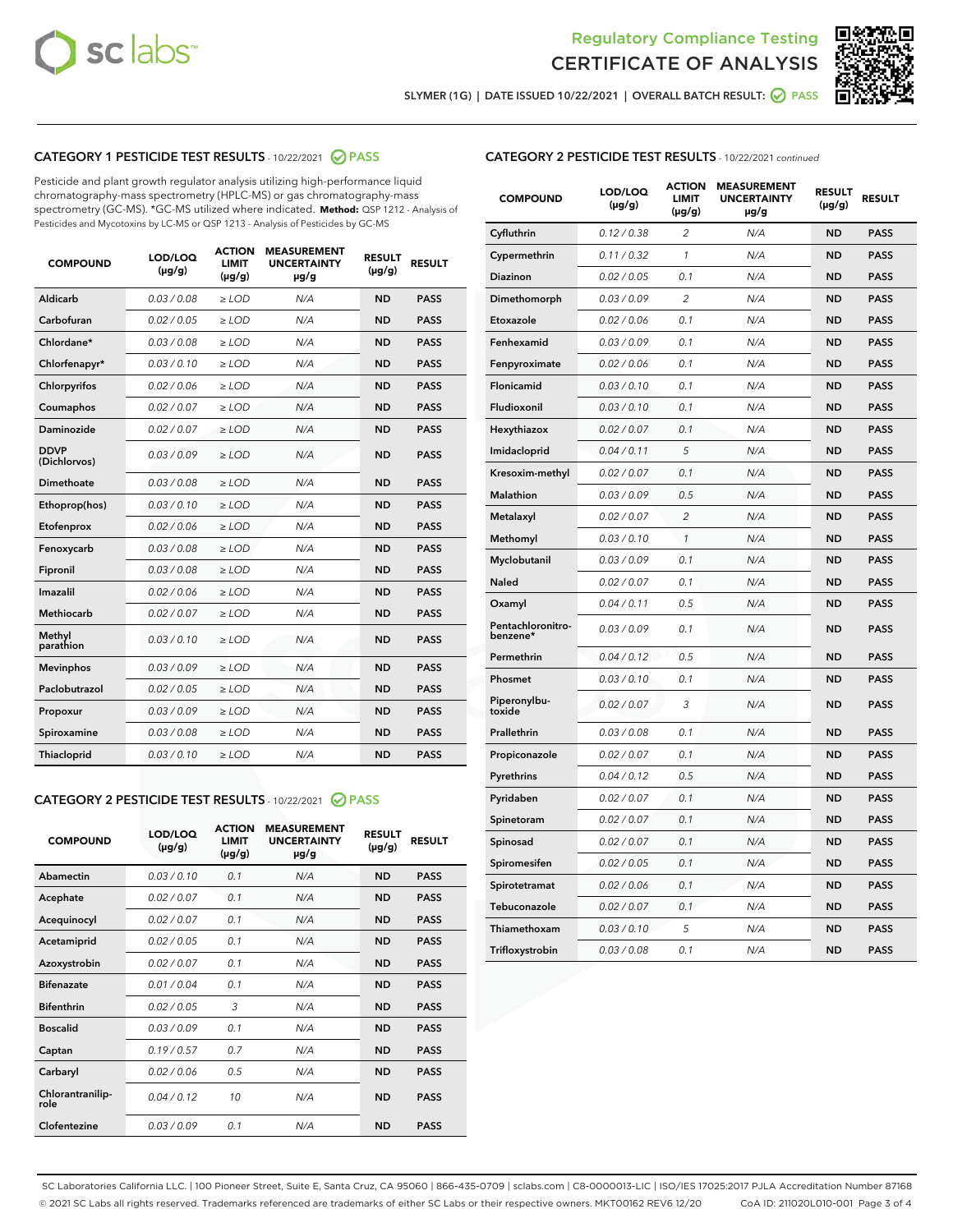Regulatory Compliance Testing
CERTIFICATE OF ANALYSIS

SLYMER (1G) | DATE ISSUED 10/22/2021 | OVERALL BATCH RESULT: PASS

## CATEGORY 1 PESTICIDE TEST RESULTS - 10/22/2021 PASS

Pesticide and plant growth regulator analysis utilizing high-performance liquid chromatography-mass spectrometry (HPLC-MS) or gas chromatography-mass spectrometry (GC-MS). *GC-MS utilized where indicated. **Method:** QSP 1212 - Analysis of Pesticides and Mycotoxins by LC-MS or QSP 1213 - Analysis of Pesticides by GC-MS

| COMPOUND | LOD/LOQ (µg/g) | ACTION LIMIT (µg/g) | MEASUREMENT UNCERTAINTY µg/g | RESULT (µg/g) | RESULT |
|---|---|---|---|---|---|
| Aldicarb | 0.03 / 0.08 | ≥ LOD | N/A | ND | PASS |
| Carbofuran | 0.02 / 0.05 | ≥ LOD | N/A | ND | PASS |
| Chlordane* | 0.03 / 0.08 | ≥ LOD | N/A | ND | PASS |
| Chlorfenapyr* | 0.03 / 0.10 | ≥ LOD | N/A | ND | PASS |
| Chlorpyrifos | 0.02 / 0.06 | ≥ LOD | N/A | ND | PASS |
| Coumaphos | 0.02 / 0.07 | ≥ LOD | N/A | ND | PASS |
| Daminozide | 0.02 / 0.07 | ≥ LOD | N/A | ND | PASS |
| DDVP (Dichlorvos) | 0.03 / 0.09 | ≥ LOD | N/A | ND | PASS |
| Dimethoate | 0.03 / 0.08 | ≥ LOD | N/A | ND | PASS |
| Ethoprop(hos) | 0.03 / 0.10 | ≥ LOD | N/A | ND | PASS |
| Etofenprox | 0.02 / 0.06 | ≥ LOD | N/A | ND | PASS |
| Fenoxycarb | 0.03 / 0.08 | ≥ LOD | N/A | ND | PASS |
| Fipronil | 0.03 / 0.08 | ≥ LOD | N/A | ND | PASS |
| Imazalil | 0.02 / 0.06 | ≥ LOD | N/A | ND | PASS |
| Methiocarb | 0.02 / 0.07 | ≥ LOD | N/A | ND | PASS |
| Methyl parathion | 0.03 / 0.10 | ≥ LOD | N/A | ND | PASS |
| Mevinphos | 0.03 / 0.09 | ≥ LOD | N/A | ND | PASS |
| Paclobutrazol | 0.02 / 0.05 | ≥ LOD | N/A | ND | PASS |
| Propoxur | 0.03 / 0.09 | ≥ LOD | N/A | ND | PASS |
| Spiroxamine | 0.03 / 0.08 | ≥ LOD | N/A | ND | PASS |
| Thiacloprid | 0.03 / 0.10 | ≥ LOD | N/A | ND | PASS |

## CATEGORY 2 PESTICIDE TEST RESULTS - 10/22/2021 PASS

| COMPOUND | LOD/LOQ (µg/g) | ACTION LIMIT (µg/g) | MEASUREMENT UNCERTAINTY µg/g | RESULT (µg/g) | RESULT |
|---|---|---|---|---|---|
| Abamectin | 0.03 / 0.10 | 0.1 | N/A | ND | PASS |
| Acephate | 0.02 / 0.07 | 0.1 | N/A | ND | PASS |
| Acequinocyl | 0.02 / 0.07 | 0.1 | N/A | ND | PASS |
| Acetamiprid | 0.02 / 0.05 | 0.1 | N/A | ND | PASS |
| Azoxystrobin | 0.02 / 0.07 | 0.1 | N/A | ND | PASS |
| Bifenazate | 0.01 / 0.04 | 0.1 | N/A | ND | PASS |
| Bifenthrin | 0.02 / 0.05 | 3 | N/A | ND | PASS |
| Boscalid | 0.03 / 0.09 | 0.1 | N/A | ND | PASS |
| Captan | 0.19 / 0.57 | 0.7 | N/A | ND | PASS |
| Carbaryl | 0.02 / 0.06 | 0.5 | N/A | ND | PASS |
| Chlorantraniliprole | 0.04 / 0.12 | 10 | N/A | ND | PASS |
| Clofentezine | 0.03 / 0.09 | 0.1 | N/A | ND | PASS |
| Cyfluthrin | 0.12 / 0.38 | 2 | N/A | ND | PASS |
| Cypermethrin | 0.11 / 0.32 | 1 | N/A | ND | PASS |
| Diazinon | 0.02 / 0.05 | 0.1 | N/A | ND | PASS |
| Dimethomorph | 0.03 / 0.09 | 2 | N/A | ND | PASS |
| Etoxazole | 0.02 / 0.06 | 0.1 | N/A | ND | PASS |
| Fenhexamid | 0.03 / 0.09 | 0.1 | N/A | ND | PASS |
| Fenpyroximate | 0.02 / 0.06 | 0.1 | N/A | ND | PASS |
| Flonicamid | 0.03 / 0.10 | 0.1 | N/A | ND | PASS |
| Fludioxonil | 0.03 / 0.10 | 0.1 | N/A | ND | PASS |
| Hexythiazox | 0.02 / 0.07 | 0.1 | N/A | ND | PASS |
| Imidacloprid | 0.04 / 0.11 | 5 | N/A | ND | PASS |
| Kresoxim-methyl | 0.02 / 0.07 | 0.1 | N/A | ND | PASS |
| Malathion | 0.03 / 0.09 | 0.5 | N/A | ND | PASS |
| Metalaxyl | 0.02 / 0.07 | 2 | N/A | ND | PASS |
| Methomyl | 0.03 / 0.10 | 1 | N/A | ND | PASS |
| Myclobutanil | 0.03 / 0.09 | 0.1 | N/A | ND | PASS |
| Naled | 0.02 / 0.07 | 0.1 | N/A | ND | PASS |
| Oxamyl | 0.04 / 0.11 | 0.5 | N/A | ND | PASS |
| Pentachloronitrobenzene* | 0.03 / 0.09 | 0.1 | N/A | ND | PASS |
| Permethrin | 0.04 / 0.12 | 0.5 | N/A | ND | PASS |
| Phosmet | 0.03 / 0.10 | 0.1 | N/A | ND | PASS |
| Piperonylbutoxide | 0.02 / 0.07 | 3 | N/A | ND | PASS |
| Prallethrin | 0.03 / 0.08 | 0.1 | N/A | ND | PASS |
| Propiconazole | 0.02 / 0.07 | 0.1 | N/A | ND | PASS |
| Pyrethrins | 0.04 / 0.12 | 0.5 | N/A | ND | PASS |
| Pyridaben | 0.02 / 0.07 | 0.1 | N/A | ND | PASS |
| Spinetoram | 0.02 / 0.07 | 0.1 | N/A | ND | PASS |
| Spinosad | 0.02 / 0.07 | 0.1 | N/A | ND | PASS |
| Spiromesifen | 0.02 / 0.05 | 0.1 | N/A | ND | PASS |
| Spirotetramat | 0.02 / 0.06 | 0.1 | N/A | ND | PASS |
| Tebuconazole | 0.02 / 0.07 | 0.1 | N/A | ND | PASS |
| Thiamethoxam | 0.03 / 0.10 | 5 | N/A | ND | PASS |
| Trifloxystrobin | 0.03 / 0.08 | 0.1 | N/A | ND | PASS |

SC Laboratories California LLC. | 100 Pioneer Street, Suite E, Santa Cruz, CA 95060 | 866-435-0709 | sclabs.com | C8-0000013-LIC | ISO/IES 17025:2017 PJLA Accreditation Number 87168
© 2021 SC Labs all rights reserved. Trademarks referenced are trademarks of either SC Labs or their respective owners. MKT00162 REV6 12/20 CoA ID: 211020L010-001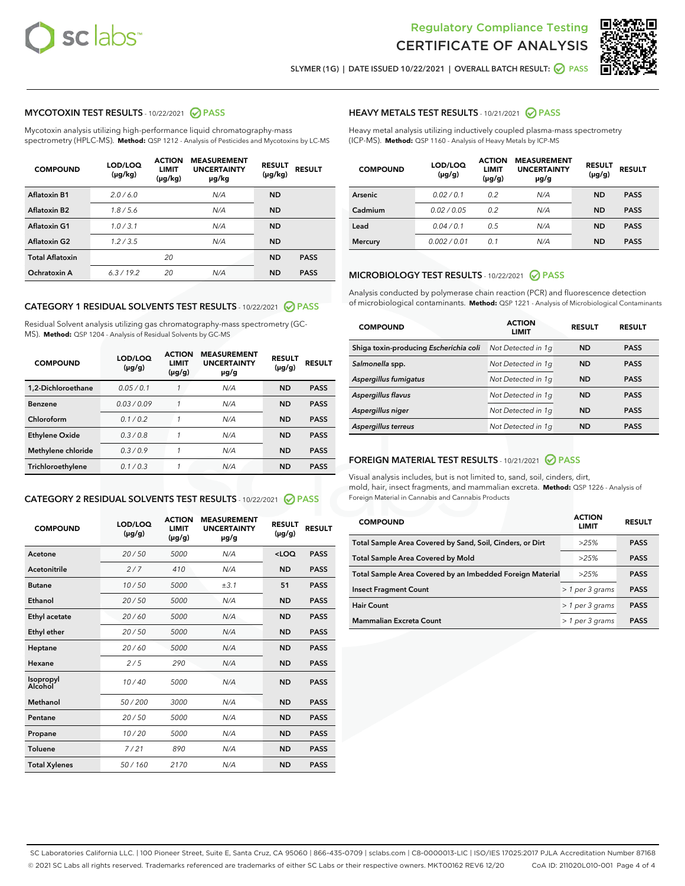Regulatory Compliance Testing
# CERTIFICATE OF ANALYSIS

SLYMER (1G) | DATE ISSUED 10/22/2021 | OVERALL BATCH RESULT: PASS

## MYCOTOXIN TEST RESULTS - 10/22/2021 PASS

Mycotoxin analysis utilizing high-performance liquid chromatography-mass spectrometry (HPLC-MS). **Method:** QSP 1212 - Analysis of Pesticides and Mycotoxins by LC-MS

| COMPOUND | LOD/LOQ (µg/kg) | ACTION LIMIT (µg/kg) | MEASUREMENT UNCERTAINTY µg/kg | RESULT (µg/kg) | RESULT |
|---|---|---|---|---|---|
| Aflatoxin B1 | 2.0 / 6.0 | | N/A | ND | |
| Aflatoxin B2 | 1.8 / 5.6 | | N/A | ND | |
| Aflatoxin G1 | 1.0 / 3.1 | | N/A | ND | |
| Aflatoxin G2 | 1.2 / 3.5 | | N/A | ND | |
| Total Aflatoxin | | 20 | | ND | PASS |
| Ochratoxin A | 6.3 / 19.2 | 20 | N/A | ND | PASS |

## CATEGORY 1 RESIDUAL SOLVENTS TEST RESULTS - 10/22/2021 PASS

Residual Solvent analysis utilizing gas chromatography-mass spectrometry (GC-MS). **Method:** QSP 1204 - Analysis of Residual Solvents by GC-MS

| COMPOUND | LOD/LOQ (µg/g) | ACTION LIMIT (µg/g) | MEASUREMENT UNCERTAINTY µg/g | RESULT (µg/g) | RESULT |
|---|---|---|---|---|---|
| 1,2-Dichloroethane | 0.05 / 0.1 | 1 | N/A | ND | PASS |
| Benzene | 0.03 / 0.09 | 1 | N/A | ND | PASS |
| Chloroform | 0.1 / 0.2 | 1 | N/A | ND | PASS |
| Ethylene Oxide | 0.3 / 0.8 | 1 | N/A | ND | PASS |
| Methylene chloride | 0.3 / 0.9 | 1 | N/A | ND | PASS |
| Trichloroethylene | 0.1 / 0.3 | 1 | N/A | ND | PASS |

## CATEGORY 2 RESIDUAL SOLVENTS TEST RESULTS - 10/22/2021 PASS

| COMPOUND | LOD/LOQ (µg/g) | ACTION LIMIT (µg/g) | MEASUREMENT UNCERTAINTY µg/g | RESULT (µg/g) | RESULT |
|---|---|---|---|---|---|
| Acetone | 20 / 50 | 5000 | N/A | <LOQ | PASS |
| Acetonitrile | 2 / 7 | 410 | N/A | ND | PASS |
| Butane | 10 / 50 | 5000 | ±3.1 | 51 | PASS |
| Ethanol | 20 / 50 | 5000 | N/A | ND | PASS |
| Ethyl acetate | 20 / 60 | 5000 | N/A | ND | PASS |
| Ethyl ether | 20 / 50 | 5000 | N/A | ND | PASS |
| Heptane | 20 / 60 | 5000 | N/A | ND | PASS |
| Hexane | 2 / 5 | 290 | N/A | ND | PASS |
| Isopropyl Alcohol | 10 / 40 | 5000 | N/A | ND | PASS |
| Methanol | 50 / 200 | 3000 | N/A | ND | PASS |
| Pentane | 20 / 50 | 5000 | N/A | ND | PASS |
| Propane | 10 / 20 | 5000 | N/A | ND | PASS |
| Toluene | 7 / 21 | 890 | N/A | ND | PASS |
| Total Xylenes | 50 / 160 | 2170 | N/A | ND | PASS |

## HEAVY METALS TEST RESULTS - 10/21/2021 PASS

Heavy metal analysis utilizing inductively coupled plasma-mass spectrometry (ICP-MS). **Method:** QSP 1160 - Analysis of Heavy Metals by ICP-MS

| COMPOUND | LOD/LOQ (µg/g) | ACTION LIMIT (µg/g) | MEASUREMENT UNCERTAINTY µg/g | RESULT (µg/g) | RESULT |
|---|---|---|---|---|---|
| Arsenic | 0.02 / 0.1 | 0.2 | N/A | ND | PASS |
| Cadmium | 0.02 / 0.05 | 0.2 | N/A | ND | PASS |
| Lead | 0.04 / 0.1 | 0.5 | N/A | ND | PASS |
| Mercury | 0.002 / 0.01 | 0.1 | N/A | ND | PASS |

## MICROBIOLOGY TEST RESULTS - 10/22/2021 PASS

Analysis conducted by polymerase chain reaction (PCR) and fluorescence detection of microbiological contaminants. **Method:** QSP 1221 - Analysis of Microbiological Contaminants

| COMPOUND | ACTION LIMIT | RESULT | RESULT |
|---|---|---|---|
| Shiga toxin-producing *Escherichia coli* | Not Detected in 1g | ND | PASS |
| *Salmonella* spp. | Not Detected in 1g | ND | PASS |
| *Aspergillus fumigatus* | Not Detected in 1g | ND | PASS |
| *Aspergillus flavus* | Not Detected in 1g | ND | PASS |
| *Aspergillus niger* | Not Detected in 1g | ND | PASS |
| *Aspergillus terreus* | Not Detected in 1g | ND | PASS |

## FOREIGN MATERIAL TEST RESULTS - 10/21/2021 PASS

Visual analysis includes, but is not limited to, sand, soil, cinders, dirt, mold, hair, insect fragments, and mammalian excreta. **Method:** QSP 1226 - Analysis of Foreign Material in Cannabis and Cannabis Products

| COMPOUND | ACTION LIMIT | RESULT |
|---|---|---|
| Total Sample Area Covered by Sand, Soil, Cinders, or Dirt | >25% | PASS |
| Total Sample Area Covered by Mold | >25% | PASS |
| Total Sample Area Covered by an Imbedded Foreign Material | >25% | PASS |
| Insect Fragment Count | > 1 per 3 grams | PASS |
| Hair Count | > 1 per 3 grams | PASS |
| Mammalian Excreta Count | > 1 per 3 grams | PASS |

SC Laboratories California LLC. | 100 Pioneer Street, Suite E, Santa Cruz, CA 95060 | 866-435-0709 | sclabs.com | C8-0000013-LIC | ISO/IES 17025:2017 PJLA Accreditation Number 87168
© 2021 SC Labs all rights reserved. Trademarks referenced are trademarks of either SC Labs or their respective owners. MKT00162 REV6 12/20 CoA ID: 211020L010-001